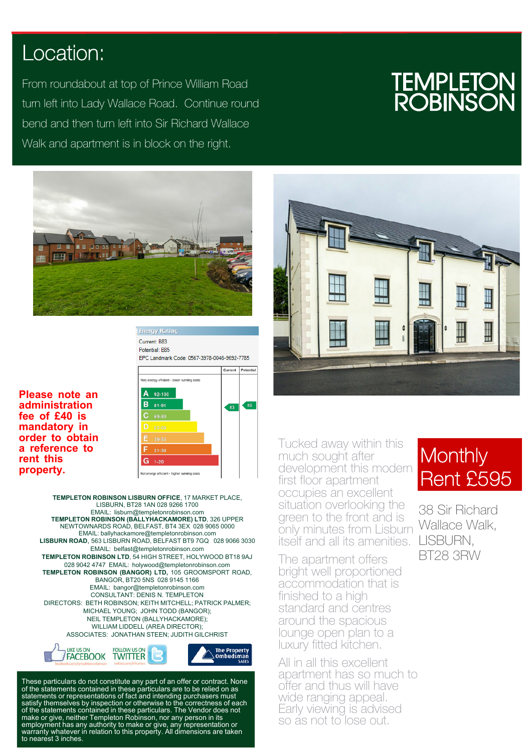# Location:

From roundabout at top of Prince William Road turn left into Lady Wallace Road. Continue round bend and then turn left into Sir Richard Wallace Walk and apartment is in block on the right.

TEMPLETON ROBINSON

**Energy Rating**

Current: B83
Potential: B85
EPC Landmark Code: 0567-3978-0046-9692-7785

| | Current | Potential |
|---|---|---|
| Very energy efficient - lower running costs | | |
| A 92-100 | | |
| B 81-91 | 83 | 85 |
| C 69-80 | | |
| D 55-68 | | |
| E 39-54 | | |
| F 21-38 | | |
| G 1-20 | | |
| Not energy efficient - higher running costs | | |

**Please note an administration fee of £40 is mandatory in order to obtain a reference to rent this property.**

## Monthly Rent £595

38 Sir Richard Wallace Walk, LISBURN, BT28 3RW

Tucked away within this much sought after development this modern first floor apartment occupies an excellent situation overlooking the green to the front and is only minutes from Lisburn itself and all its amenities.

The apartment offers bright well proportioned accommodation that is finished to a high standard and centres around the spacious lounge open plan to a luxury fitted kitchen.

All in all this excellent apartment has so much to offer and thus will have wide ranging appeal. Early viewing is advised so as not to lose out.

**TEMPLETON ROBINSON LISBURN OFFICE**, 17 MARKET PLACE, LISBURN, BT28 1AN 028 9266 1700
EMAIL: lisburn@templetonrobinson.com
**TEMPLETON ROBINSON (BALLYHACKAMORE) LTD**, 326 UPPER NEWTOWNARDS ROAD, BELFAST, BT4 3EX 028 9065 0000
EMAIL: ballyhackamore@templetonrobinson.com
**LISBURN ROAD**, 563 LISBURN ROAD, BELFAST BT9 7GQ 028 9066 3030
EMAIL: belfast@templetonrobinson.com
**TEMPLETON ROBINSON LTD**, 54 HIGH STREET, HOLYWOOD BT18 9AJ
028 9042 4747 EMAIL: holywood@templetonrobinson.com
**TEMPLETON ROBINSON (BANGOR) LTD**, 105 GROOMSPORT ROAD, BANGOR, BT20 5NS 028 9145 1166
EMAIL: bangor@templetonrobinson.com
CONSULTANT: DENIS N. TEMPLETON
DIRECTORS: BETH ROBINSON; KEITH MITCHELL; PATRICK PALMER; MICHAEL YOUNG; JOHN TODD (BANGOR); NEIL TEMPLETON (BALLYHACKAMORE); WILLIAM LIDDELL (AREA DIRECTOR);
ASSOCIATES: JONATHAN STEEN; JUDITH GILCHRIST

LIKE US ON FACEBOOK facebook.com/templetonrobinson | FOLLOW US ON TWITTER twitter.com/trhomes | The Property Ombudsman SALES

These particulars do not constitute any part of an offer or contract. None of the statements contained in these particulars are to be relied on as statements or representations of fact and intending purchasers must satisfy themselves by inspection or otherwise to the correctness of each of the statements contained in these particulars. The Vendor does not make or give, neither Templeton Robinson, nor any person in its employment has any authority to make or give, any representation or warranty whatever in relation to this property. All dimensions are taken to nearest 3 inches.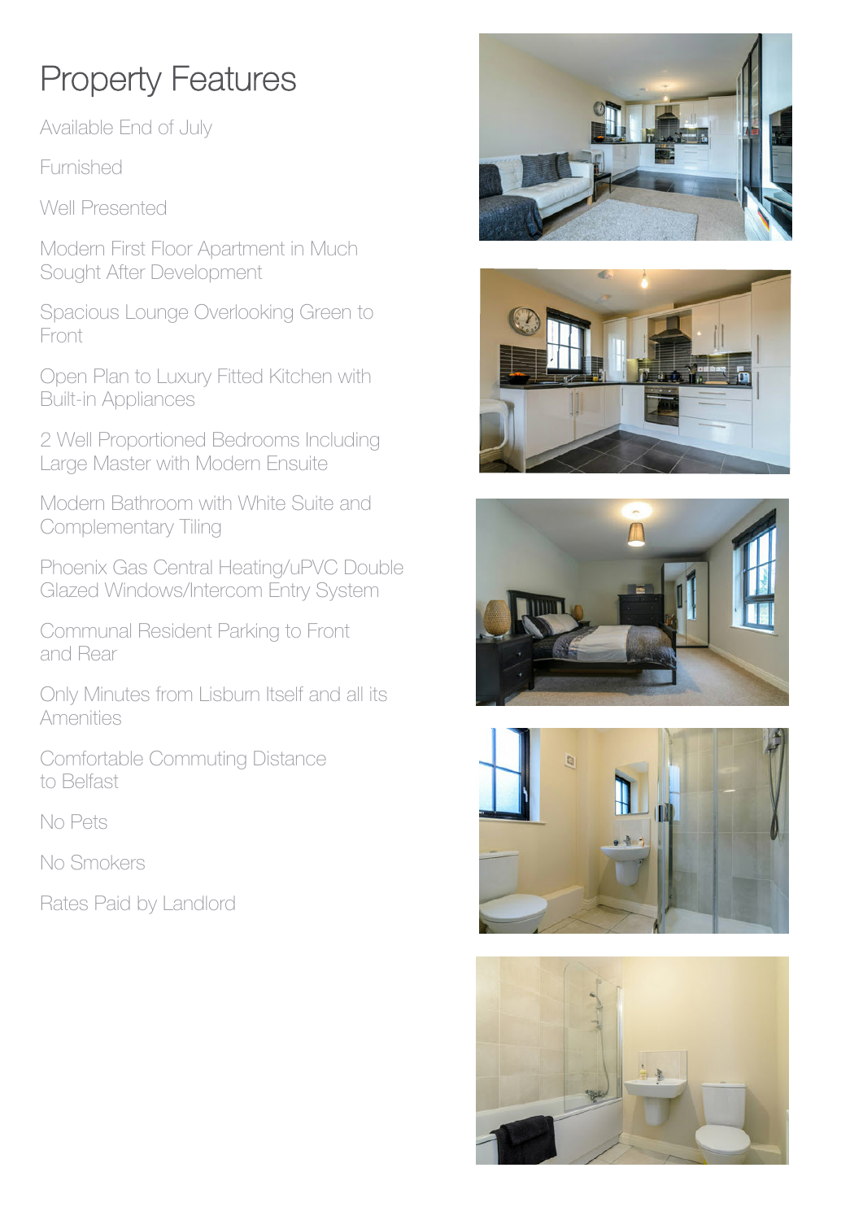# Property Features

Available End of July

Furnished

Well Presented

Modern First Floor Apartment in Much Sought After Development

Spacious Lounge Overlooking Green to Front

Open Plan to Luxury Fitted Kitchen with Built-in Appliances

2 Well Proportioned Bedrooms Including Large Master with Modern Ensuite

Modern Bathroom with White Suite and Complementary Tiling

Phoenix Gas Central Heating/uPVC Double Glazed Windows/Intercom Entry System

Communal Resident Parking to Front and Rear

Only Minutes from Lisburn Itself and all its Amenities

Comfortable Commuting Distance to Belfast

No Pets

No Smokers

Rates Paid by Landlord